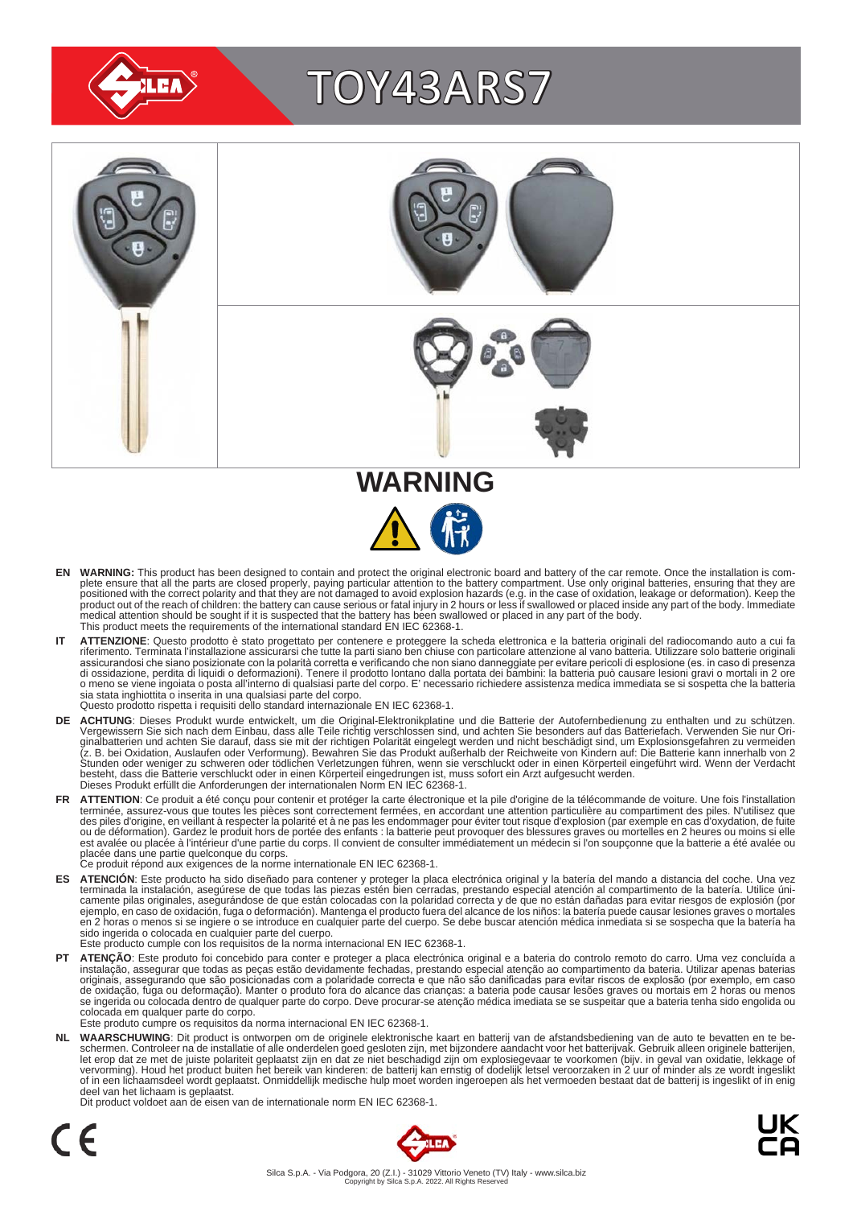# TOY43ARS7

## WARNING

**EN** **WARNING:** This product has been designed to contain and protect the original electronic board and battery of the car remote. Once the installation is complete ensure that all the parts are closed properly, paying particular attention to the battery compartment. Use only original batteries, ensuring that they are positioned with the correct polarity and that they are not damaged to avoid explosion hazards (e.g. in the case of oxidation, leakage or deformation). Keep the product out of the reach of children: the battery can cause serious or fatal injury in 2 hours or less if swallowed or placed inside any part of the body. Immediate medical attention should be sought if it is suspected that the battery has been swallowed or placed in any part of the body.
This product meets the requirements of the international standard EN IEC 62368-1.

**IT** **ATTENZIONE**: Questo prodotto è stato progettato per contenere e proteggere la scheda elettronica e la batteria originali del radiocomando auto a cui fa riferimento. Terminata l'installazione assicurarsi che tutte la parti siano ben chiuse con particolare attenzione al vano batteria. Utilizzare solo batterie originali assicurandosi che siano posizionate con la polarità corretta e verificando che non siano danneggiate per evitare pericoli di esplosione (es. in caso di presenza di ossidazione, perdita di liquidi o deformazioni). Tenere il prodotto lontano dalla portata dei bambini: la batteria può causare lesioni gravi o mortali in 2 ore o meno se viene ingoiata o posta all'interno di qualsiasi parte del corpo. E' necessario richiedere assistenza medica immediata se si sospetta che la batteria sia stata inghiottita o inserita in una qualsiasi parte del corpo.
Questo prodotto rispetta i requisiti dello standard internazionale EN IEC 62368-1.

**DE** **ACHTUNG**: Dieses Produkt wurde entwickelt, um die Original-Elektronikplatine und die Batterie der Autofernbedienung zu enthalten und zu schützen. Vergewissern Sie sich nach dem Einbau, dass alle Teile richtig verschlossen sind, und achten Sie besonders auf das Batteriefach. Verwenden Sie nur Originalbatterien und achten Sie darauf, dass sie mit der richtigen Polarität eingelegt werden und nicht beschädigt sind, um Explosionsgefahren zu vermeiden (z. B. bei Oxidation, Auslaufen oder Verformung). Bewahren Sie das Produkt außerhalb der Reichweite von Kindern auf: Die Batterie kann innerhalb von 2 Stunden oder weniger zu schweren oder tödlichen Verletzungen führen, wenn sie verschluckt oder in einen Körperteil eingeführt wird. Wenn der Verdacht besteht, dass die Batterie verschluckt oder in einen Körperteil eingedrungen ist, muss sofort ein Arzt aufgesucht werden.
Dieses Produkt erfüllt die Anforderungen der internationalen Norm EN IEC 62368-1.

**FR** **ATTENTION**: Ce produit a été conçu pour contenir et protéger la carte électronique et la pile d'origine de la télécommande de voiture. Une fois l'installation terminée, assurez-vous que toutes les pièces sont correctement fermées, en accordant une attention particulière au compartiment des piles. N'utilisez que des piles d'origine, en veillant à respecter la polarité et à ne pas les endommager pour éviter tout risque d'explosion (par exemple en cas d'oxydation, de fuite ou de déformation). Gardez le produit hors de portée des enfants : la batterie peut provoquer des blessures graves ou mortelles en 2 heures ou moins si elle est avalée ou placée à l'intérieur d'une partie du corps. Il convient de consulter immédiatement un médecin si l'on soupçonne que la batterie a été avalée ou placée dans une partie quelconque du corps.
Ce produit répond aux exigences de la norme internationale EN IEC 62368-1.

**ES** **ATENCIÓN**: Este producto ha sido diseñado para contener y proteger la placa electrónica original y la batería del mando a distancia del coche. Una vez terminada la instalación, asegúrese de que todas las piezas estén bien cerradas, prestando especial atención al compartimento de la batería. Utilice únicamente pilas originales, asegurándose de que están colocadas con la polaridad correcta y de que no están dañadas para evitar riesgos de explosión (por ejemplo, en caso de oxidación, fuga o deformación). Mantenga el producto fuera del alcance de los niños: la batería puede causar lesiones graves o mortales en 2 horas o menos si se ingiere o se introduce en cualquier parte del cuerpo. Se debe buscar atención médica inmediata si se sospecha que la batería ha sido ingerida o colocada en cualquier parte del cuerpo.
Este producto cumple con los requisitos de la norma internacional EN IEC 62368-1.

**PT** **ATENÇÃO**: Este produto foi concebido para conter e proteger a placa electrónica original e a bateria do controlo remoto do carro. Uma vez concluída a instalação, assegurar que todas as peças estão devidamente fechadas, prestando especial atenção ao compartimento da bateria. Utilizar apenas baterias originais, assegurando que são posicionadas com a polaridade correcta e que não são danificadas para evitar riscos de explosão (por exemplo, em caso de oxidação, fuga ou deformação). Manter o produto fora do alcance das crianças: a bateria pode causar lesões graves ou mortais em 2 horas ou menos se ingerida ou colocada dentro de qualquer parte do corpo. Deve procurar-se atenção médica imediata se se suspeitar que a bateria tenha sido engolida ou colocada em qualquer parte do corpo.
Este produto cumpre os requisitos da norma internacional EN IEC 62368-1.

**NL** **WAARSCHUWING**: Dit product is ontworpen om de originele elektronische kaart en batterij van de afstandsbediening van de auto te bevatten en te beschermen. Controleer na de installatie of alle onderdelen goed gesloten zijn, met bijzondere aandacht voor het batterijvak. Gebruik alleen originele batterijen, let erop dat ze met de juiste polariteit geplaatst zijn en dat ze niet beschadigd zijn om explosiegevaar te voorkomen (bijv. in geval van oxidatie, lekkage of vervorming). Houd het product buiten het bereik van kinderen: de batterij kan ernstig of dodelijk letsel veroorzaken in 2 uur of minder als ze wordt ingeslikt of in een lichaamsdeel wordt geplaatst. Onmiddellijk medische hulp moet worden ingeroepen als het vermoeden bestaat dat de batterij is ingeslikt of in enig deel van het lichaam is geplaatst.
Dit product voldoet aan de eisen van de internationale norm EN IEC 62368-1.

Silca S.p.A. - Via Podgora, 20 (Z.I.) - 31029 Vittorio Veneto (TV) Italy - www.silca.biz
Copyright by Silca S.p.A. 2022. All Rights Reserved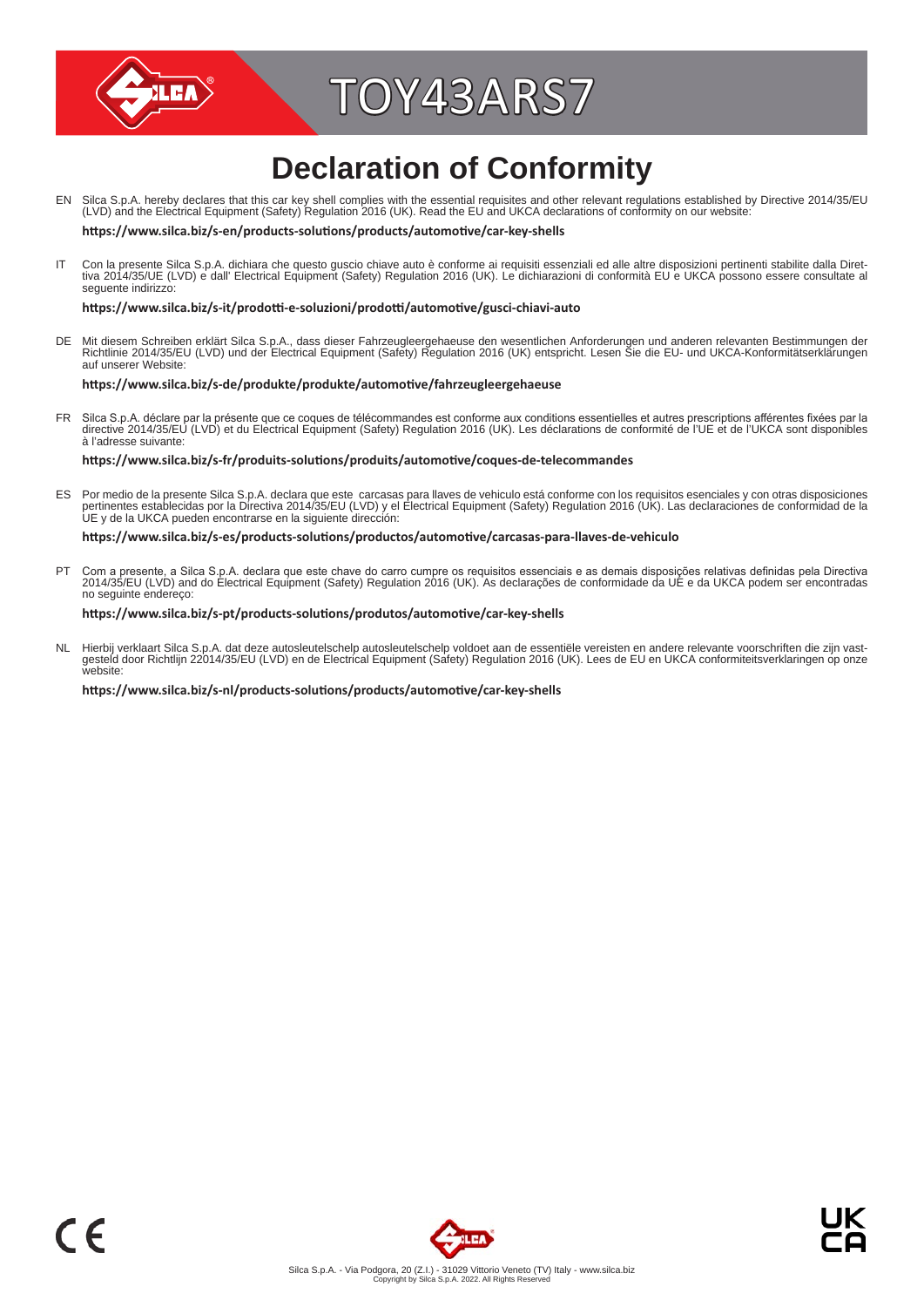# TOY43ARS7

## Declaration of Conformity

EN Silca S.p.A. hereby declares that this car key shell complies with the essential requisites and other relevant regulations established by Directive 2014/35/EU (LVD) and the Electrical Equipment (Safety) Regulation 2016 (UK). Read the EU and UKCA declarations of conformity on our website:

**https://www.silca.biz/s-en/products-solutions/products/automotive/car-key-shells**

IT Con la presente Silca S.p.A. dichiara che questo guscio chiave auto è conforme ai requisiti essenziali ed alle altre disposizioni pertinenti stabilite dalla Direttiva 2014/35/UE (LVD) e dall' Electrical Equipment (Safety) Regulation 2016 (UK). Le dichiarazioni di conformità EU e UKCA possono essere consultate al seguente indirizzo:

**https://www.silca.biz/s-it/prodotti-e-soluzioni/prodotti/automotive/gusci-chiavi-auto**

DE Mit diesem Schreiben erklärt Silca S.p.A., dass dieser Fahrzeugleergehaeuse den wesentlichen Anforderungen und anderen relevanten Bestimmungen der Richtlinie 2014/35/EU (LVD) und der Electrical Equipment (Safety) Regulation 2016 (UK) entspricht. Lesen Sie die EU- und UKCA-Konformitätserklärungen auf unserer Website:

**https://www.silca.biz/s-de/produkte/produkte/automotive/fahrzeugleergehaeuse**

FR Silca S.p.A. déclare par la présente que ce coques de télécommandes est conforme aux conditions essentielles et autres prescriptions afférentes fixées par la directive 2014/35/EU (LVD) et du Electrical Equipment (Safety) Regulation 2016 (UK). Les déclarations de conformité de l'UE et de l'UKCA sont disponibles à l'adresse suivante:

**https://www.silca.biz/s-fr/produits-solutions/produits/automotive/coques-de-telecommandes**

ES Por medio de la presente Silca S.p.A. declara que este carcasas para llaves de vehiculo está conforme con los requisitos esenciales y con otras disposiciones pertinentes establecidas por la Directiva 2014/35/EU (LVD) y el Electrical Equipment (Safety) Regulation 2016 (UK). Las declaraciones de conformidad de la UE y de la UKCA pueden encontrarse en la siguiente dirección:

**https://www.silca.biz/s-es/products-solutions/productos/automotive/carcasas-para-llaves-de-vehiculo**

PT Com a presente, a Silca S.p.A. declara que este chave do carro cumpre os requisitos essenciais e as demais disposições relativas definidas pela Directiva 2014/35/EU (LVD) and do Electrical Equipment (Safety) Regulation 2016 (UK). As declarações de conformidade da UE e da UKCA podem ser encontradas no seguinte endereço:

**https://www.silca.biz/s-pt/products-solutions/produtos/automotive/car-key-shells**

NL Hierbij verklaart Silca S.p.A. dat deze autosleutelschelp autosleutelschelp voldoet aan de essentiële vereisten en andere relevante voorschriften die zijn vastgesteld door Richtlijn 22014/35/EU (LVD) en de Electrical Equipment (Safety) Regulation 2016 (UK). Lees de EU en UKCA conformiteitsverklaringen op onze website:

**https://www.silca.biz/s-nl/products-solutions/products/automotive/car-key-shells**

CE

UK CA

Silca S.p.A. - Via Podgora, 20 (Z.I.) - 31029 Vittorio Veneto (TV) Italy - www.silca.biz
Copyright by Silca S.p.A. 2022. All Rights Reserved